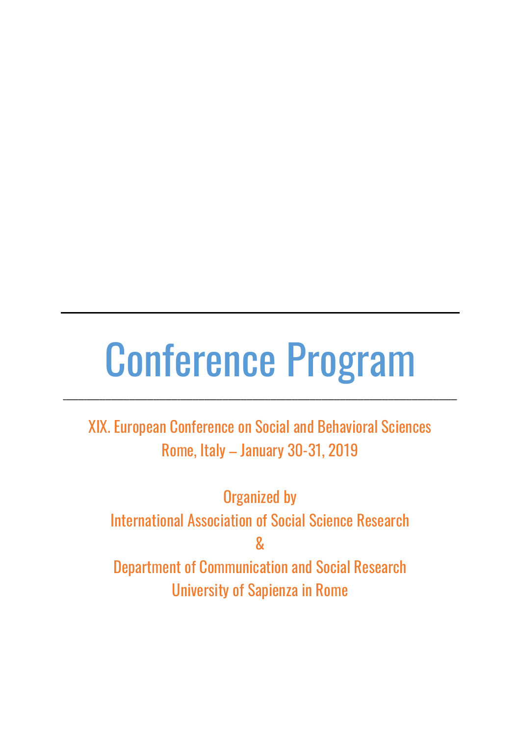---

# Conference Program

---

XIX. European Conference on Social and Behavioral Sciences
Rome, Italy – January 30-31, 2019

Organized by
International Association of Social Science Research
&
Department of Communication and Social Research
University of Sapienza in Rome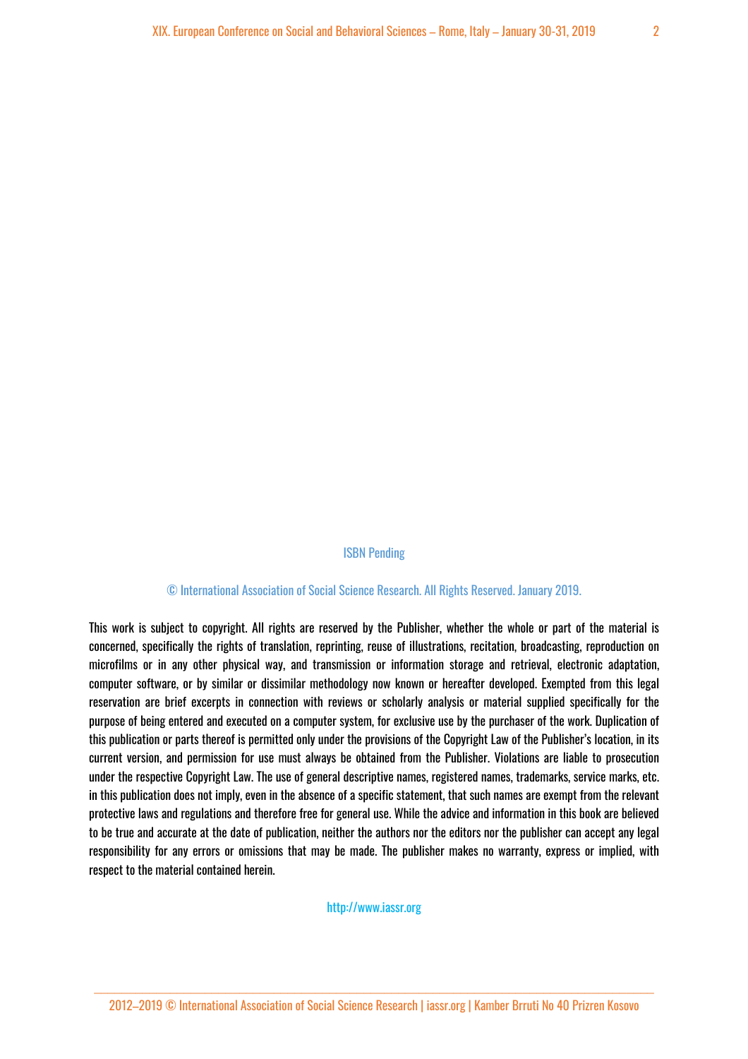ISBN Pending

© International Association of Social Science Research. All Rights Reserved. January 2019.

This work is subject to copyright. All rights are reserved by the Publisher, whether the whole or part of the material is concerned, specifically the rights of translation, reprinting, reuse of illustrations, recitation, broadcasting, reproduction on microfilms or in any other physical way, and transmission or information storage and retrieval, electronic adaptation, computer software, or by similar or dissimilar methodology now known or hereafter developed. Exempted from this legal reservation are brief excerpts in connection with reviews or scholarly analysis or material supplied specifically for the purpose of being entered and executed on a computer system, for exclusive use by the purchaser of the work. Duplication of this publication or parts thereof is permitted only under the provisions of the Copyright Law of the Publisher's location, in its current version, and permission for use must always be obtained from the Publisher. Violations are liable to prosecution under the respective Copyright Law. The use of general descriptive names, registered names, trademarks, service marks, etc. in this publication does not imply, even in the absence of a specific statement, that such names are exempt from the relevant protective laws and regulations and therefore free for general use. While the advice and information in this book are believed to be true and accurate at the date of publication, neither the authors nor the editors nor the publisher can accept any legal responsibility for any errors or omissions that may be made. The publisher makes no warranty, express or implied, with respect to the material contained herein.

http://www.iassr.org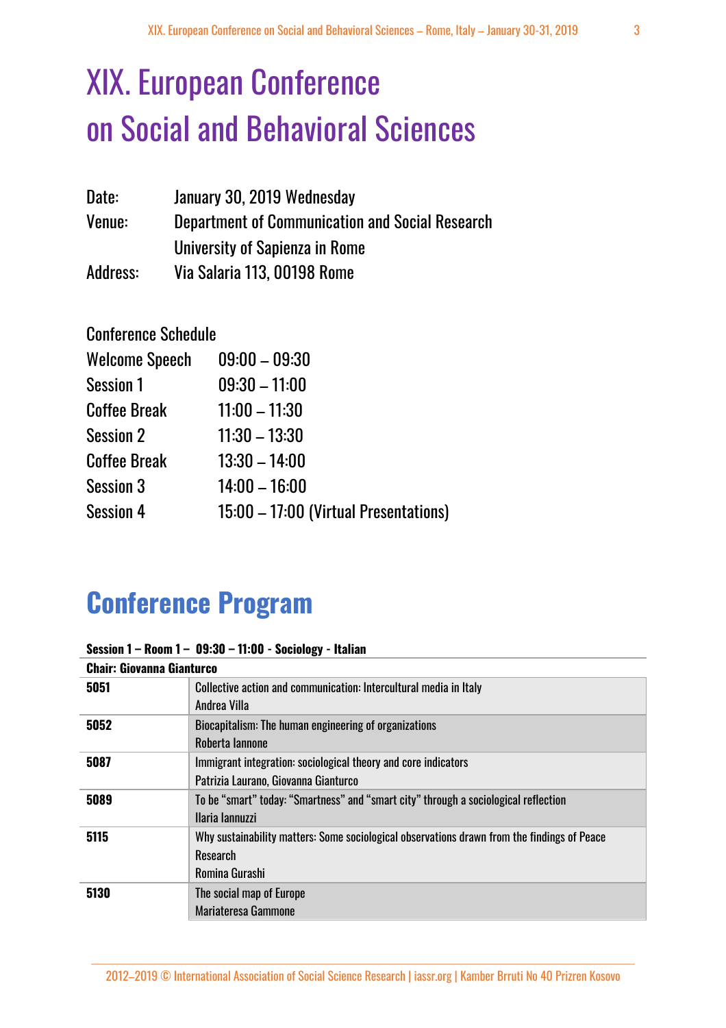# XIX. European Conference on Social and Behavioral Sciences

| | |
|---|---|
| Date: | January 30, 2019 Wednesday |
| Venue: | Department of Communication and Social Research University of Sapienza in Rome |
| Address: | Via Salaria 113, 00198 Rome |

Conference Schedule

| | |
|---|---|
| Welcome Speech | 09:00 – 09:30 |
| Session 1 | 09:30 – 11:00 |
| Coffee Break | 11:00 – 11:30 |
| Session 2 | 11:30 – 13:30 |
| Coffee Break | 13:30 – 14:00 |
| Session 3 | 14:00 – 16:00 |
| Session 4 | 15:00 – 17:00 (Virtual Presentations) |

## Conference Program

**Session 1 – Room 1 – 09:30 – 11:00 - Sociology - Italian**

| **Chair: Giovanna Gianturco** | |
|---|---|
| **5051** | Collective action and communication: Intercultural media in Italy<br>Andrea Villa |
| **5052** | Biocapitalism: The human engineering of organizations<br>Roberta Iannone |
| **5087** | Immigrant integration: sociological theory and core indicators<br>Patrizia Laurano, Giovanna Gianturco |
| **5089** | To be "smart" today: "Smartness" and "smart city" through a sociological reflection<br>Ilaria Iannuzzi |
| **5115** | Why sustainability matters: Some sociological observations drawn from the findings of Peace Research<br>Romina Gurashi |
| **5130** | The social map of Europe<br>Mariateresa Gammone |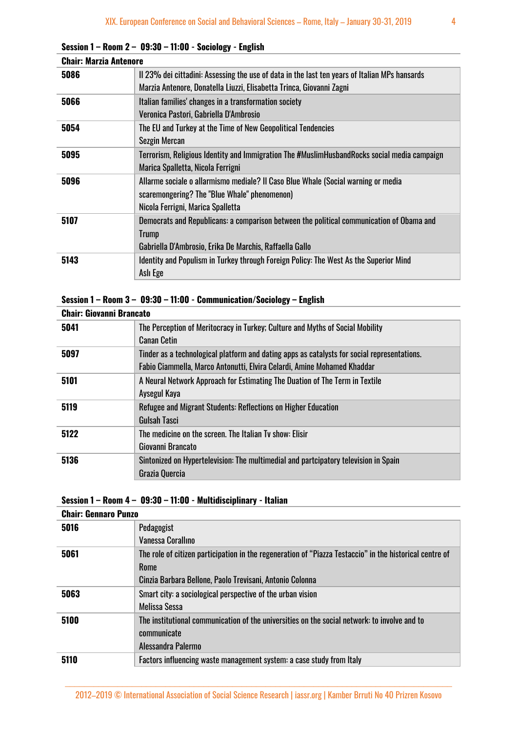**Session 1 – Room 2 – 09:30 – 11:00 - Sociology - English**

| **Chair: Marzia Antenore** | |
|---|---|
| **5086** | Il 23% dei cittadini: Assessing the use of data in the last ten years of Italian MPs hansards<br>Marzia Antenore, Donatella Liuzzi, Elisabetta Trinca, Giovanni Zagni |
| **5066** | Italian families' changes in a transformation society<br>Veronica Pastori, Gabriella D'Ambrosio |
| **5054** | The EU and Turkey at the Time of New Geopolitical Tendencies<br>Sezgin Mercan |
| **5095** | Terrorism, Religious Identity and Immigration The #MuslimHusbandRocks social media campaign<br>Marica Spalletta, Nicola Ferrigni |
| **5096** | Allarme sociale o allarmismo mediale? Il Caso Blue Whale (Social warning or media scaremongering? The "Blue Whale" phenomenon)<br>Nicola Ferrigni, Marica Spalletta |
| **5107** | Democrats and Republicans: a comparison between the political communication of Obama and Trump<br>Gabriella D'Ambrosio, Erika De Marchis, Raffaella Gallo |
| **5143** | Identity and Populism in Turkey through Foreign Policy: The West As the Superior Mind<br>Aslı Ege |

**Session 1 – Room 3 – 09:30 – 11:00 - Communication/Sociology – English**

| **Chair: Giovanni Brancato** | |
|---|---|
| **5041** | The Perception of Meritocracy in Turkey; Culture and Myths of Social Mobility<br>Canan Cetin |
| **5097** | Tinder as a technological platform and dating apps as catalysts for social representations.<br>Fabio Ciammella, Marco Antonutti, Elvira Celardi, Amine Mohamed Khaddar |
| **5101** | A Neural Network Approach for Estimating The Duation of The Term in Textile<br>Aysegul Kaya |
| **5119** | Refugee and Migrant Students: Reflections on Higher Education<br>Gulsah Tasci |
| **5122** | The medicine on the screen. The Italian Tv show: Elisir<br>Giovanni Brancato |
| **5136** | Sintonized on Hypertelevision: The multimedial and partcipatory television in Spain<br>Grazia Quercia |

**Session 1 – Room 4 – 09:30 – 11:00 - Multidisciplinary - Italian**

| **Chair: Gennaro Punzo** | |
|---|---|
| **5016** | Pedagogist<br>Vanessa Corallıno |
| **5061** | The role of citizen participation in the regeneration of "Piazza Testaccio" in the historical centre of Rome<br>Cinzia Barbara Bellone, Paolo Trevisani, Antonio Colonna |
| **5063** | Smart city: a sociological perspective of the urban vision<br>Melissa Sessa |
| **5100** | The institutional communication of the universities on the social network: to involve and to communicate<br>Alessandra Palermo |
| **5110** | Factors influencing waste management system: a case study from Italy |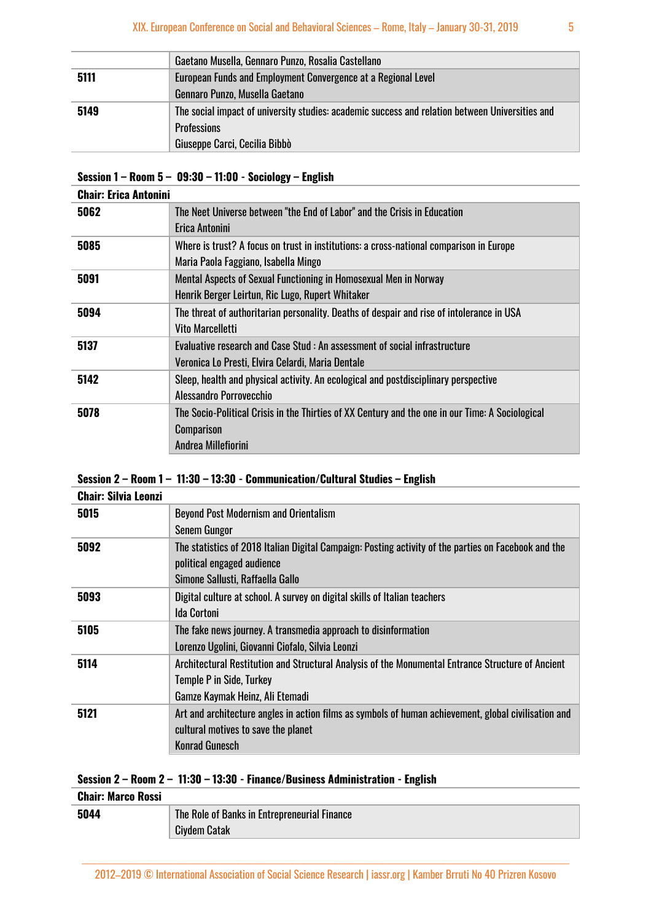| | |
|---|---|
| | Gaetano Musella, Gennaro Punzo, Rosalia Castellano |
| 5111 | European Funds and Employment Convergence at a Regional Level<br>Gennaro Punzo, Musella Gaetano |
| 5149 | The social impact of university studies: academic success and relation between Universities and Professions<br>Giuseppe Carci, Cecilia Bibbò |

**Session 1 – Room 5 – 09:30 – 11:00 - Sociology – English**

**Chair: Erica Antonini**

| | |
|---|---|
| 5062 | The Neet Universe between "the End of Labor" and the Crisis in Education<br>Erica Antonini |
| 5085 | Where is trust? A focus on trust in institutions: a cross-national comparison in Europe<br>Maria Paola Faggiano, Isabella Mingo |
| 5091 | Mental Aspects of Sexual Functioning in Homosexual Men in Norway<br>Henrik Berger Leirtun, Ric Lugo, Rupert Whitaker |
| 5094 | The threat of authoritarian personality. Deaths of despair and rise of intolerance in USA<br>Vito Marcelletti |
| 5137 | Evaluative research and Case Stud : An assessment of social infrastructure<br>Veronica Lo Presti, Elvira Celardi, Maria Dentale |
| 5142 | Sleep, health and physical activity. An ecological and postdisciplinary perspective<br>Alessandro Porrovecchio |
| 5078 | The Socio-Political Crisis in the Thirties of XX Century and the one in our Time: A Sociological Comparison<br>Andrea Millefiorini |

**Session 2 – Room 1 – 11:30 – 13:30 - Communication/Cultural Studies – English**

**Chair: Silvia Leonzi**

| | |
|---|---|
| 5015 | Beyond Post Modernism and Orientalism<br>Senem Gungor |
| 5092 | The statistics of 2018 Italian Digital Campaign: Posting activity of the parties on Facebook and the political engaged audience<br>Simone Sallusti, Raffaella Gallo |
| 5093 | Digital culture at school. A survey on digital skills of Italian teachers<br>Ida Cortoni |
| 5105 | The fake news journey. A transmedia approach to disinformation<br>Lorenzo Ugolini, Giovanni Ciofalo, Silvia Leonzi |
| 5114 | Architectural Restitution and Structural Analysis of the Monumental Entrance Structure of Ancient Temple P in Side, Turkey<br>Gamze Kaymak Heinz, Ali Etemadi |
| 5121 | Art and architecture angles in action films as symbols of human achievement, global civilisation and cultural motives to save the planet<br>Konrad Gunesch |

**Session 2 – Room 2 – 11:30 – 13:30 - Finance/Business Administration - English**

**Chair: Marco Rossi**

| | |
|---|---|
| 5044 | The Role of Banks in Entrepreneurial Finance<br>Ciydem Catak |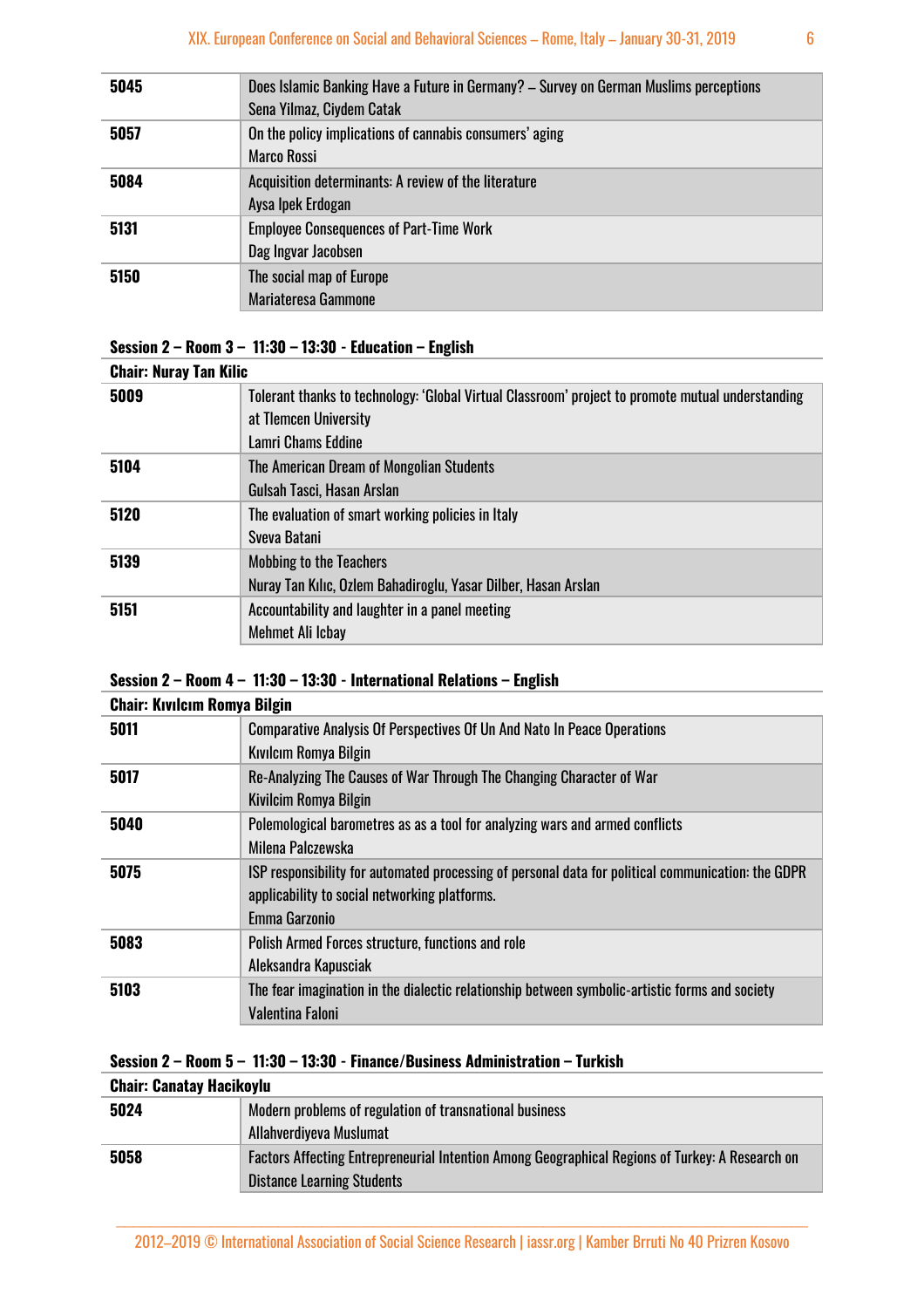| | |
|---|---|
| **5045** | Does Islamic Banking Have a Future in Germany? – Survey on German Muslims perceptions<br>Sena Yilmaz, Ciydem Catak |
| **5057** | On the policy implications of cannabis consumers' aging<br>Marco Rossi |
| **5084** | Acquisition determinants: A review of the literature<br>Aysa Ipek Erdogan |
| **5131** | Employee Consequences of Part-Time Work<br>Dag Ingvar Jacobsen |
| **5150** | The social map of Europe<br>Mariateresa Gammone |

**Session 2 – Room 3 – 11:30 – 13:30 - Education – English**

**Chair: Nuray Tan Kilic**

| | |
|---|---|
| **5009** | Tolerant thanks to technology: 'Global Virtual Classroom' project to promote mutual understanding at Tlemcen University<br>Lamri Chams Eddine |
| **5104** | The American Dream of Mongolian Students<br>Gulsah Tasci, Hasan Arslan |
| **5120** | The evaluation of smart working policies in Italy<br>Sveva Batani |
| **5139** | Mobbing to the Teachers<br>Nuray Tan Kılıc, Ozlem Bahadiroglu, Yasar Dilber, Hasan Arslan |
| **5151** | Accountability and laughter in a panel meeting<br>Mehmet Ali Icbay |

**Session 2 – Room 4 – 11:30 – 13:30 - International Relations – English**

**Chair: Kıvılcım Romya Bilgin**

| | |
|---|---|
| **5011** | Comparative Analysis Of Perspectives Of Un And Nato In Peace Operations<br>Kıvılcım Romya Bilgin |
| **5017** | Re-Analyzing The Causes of War Through The Changing Character of War<br>Kivilcim Romya Bilgin |
| **5040** | Polemological barometres as as a tool for analyzing wars and armed conflicts<br>Milena Palczewska |
| **5075** | ISP responsibility for automated processing of personal data for political communication: the GDPR applicability to social networking platforms.<br>Emma Garzonio |
| **5083** | Polish Armed Forces structure, functions and role<br>Aleksandra Kapusciak |
| **5103** | The fear imagination in the dialectic relationship between symbolic-artistic forms and society<br>Valentina Faloni |

**Session 2 – Room 5 – 11:30 – 13:30 - Finance/Business Administration – Turkish**

**Chair: Canatay Hacikoylu**

| | |
|---|---|
| **5024** | Modern problems of regulation of transnational business<br>Allahverdiyeva Muslumat |
| **5058** | Factors Affecting Entrepreneurial Intention Among Geographical Regions of Turkey: A Research on Distance Learning Students |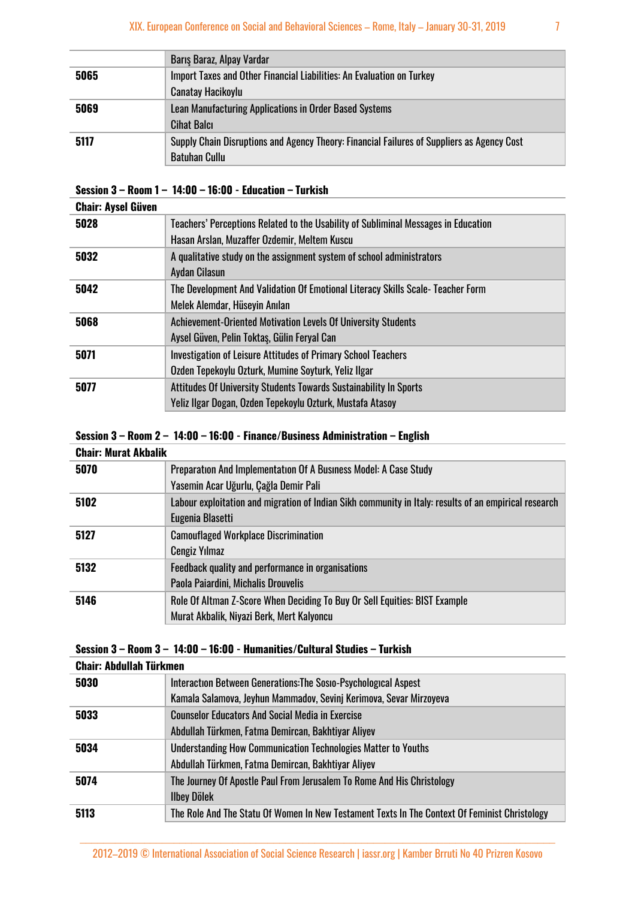| | |
|---|---|
| | Barış Baraz, Alpay Vardar |
| **5065** | Import Taxes and Other Financial Liabilities: An Evaluation on Turkey<br>Canatay Hacikoylu |
| **5069** | Lean Manufacturing Applications in Order Based Systems<br>Cihat Balcı |
| **5117** | Supply Chain Disruptions and Agency Theory: Financial Failures of Suppliers as Agency Cost<br>Batuhan Cullu |

**Session 3 – Room 1 – 14:00 – 16:00 - Education – Turkish**

**Chair: Aysel Güven**

| | |
|---|---|
| **5028** | Teachers' Perceptions Related to the Usability of Subliminal Messages in Education<br>Hasan Arslan, Muzaffer Ozdemir, Meltem Kuscu |
| **5032** | A qualitative study on the assignment system of school administrators<br>Aydan Cilasun |
| **5042** | The Development And Validation Of Emotional Literacy Skills Scale- Teacher Form<br>Melek Alemdar, Hüseyin Anılan |
| **5068** | Achievement-Oriented Motivation Levels Of University Students<br>Aysel Güven, Pelin Toktaş, Gülin Feryal Can |
| **5071** | Investigation of Leisure Attitudes of Primary School Teachers<br>Ozden Tepekoylu Ozturk, Mumine Soyturk, Yeliz Ilgar |
| **5077** | Attitudes Of University Students Towards Sustainability In Sports<br>Yeliz Ilgar Dogan, Ozden Tepekoylu Ozturk, Mustafa Atasoy |

**Session 3 – Room 2 – 14:00 – 16:00 - Finance/Business Administration – English**

**Chair: Murat Akbalik**

| | |
|---|---|
| **5070** | Preparatıon And Implementatıon Of A Busıness Model: A Case Study<br>Yasemin Acar Uğurlu, Çağla Demir Pali |
| **5102** | Labour exploitation and migration of Indian Sikh community in Italy: results of an empirical research<br>Eugenia Blasetti |
| **5127** | Camouflaged Workplace Discrimination<br>Cengiz Yılmaz |
| **5132** | Feedback quality and performance in organisations<br>Paola Paiardini, Michalis Drouvelis |
| **5146** | Role Of Altman Z-Score When Deciding To Buy Or Sell Equities: BIST Example<br>Murat Akbalik, Niyazi Berk, Mert Kalyoncu |

**Session 3 – Room 3 – 14:00 – 16:00 - Humanities/Cultural Studies – Turkish**

**Chair: Abdullah Türkmen**

| | |
|---|---|
| **5030** | Interactıon Between Generations:The Sosıo-Psychologıcal Aspest<br>Kamala Salamova, Jeyhun Mammadov, Sevinj Kerimova, Sevar Mirzoyeva |
| **5033** | Counselor Educators And Social Media in Exercise<br>Abdullah Türkmen, Fatma Demircan, Bakhtiyar Aliyev |
| **5034** | Understanding How Communication Technologies Matter to Youths<br>Abdullah Türkmen, Fatma Demircan, Bakhtiyar Aliyev |
| **5074** | The Journey Of Apostle Paul From Jerusalem To Rome And His Christology<br>Ilbey Dölek |
| **5113** | The Role And The Statu Of Women In New Testament Texts In The Context Of Feminist Christology |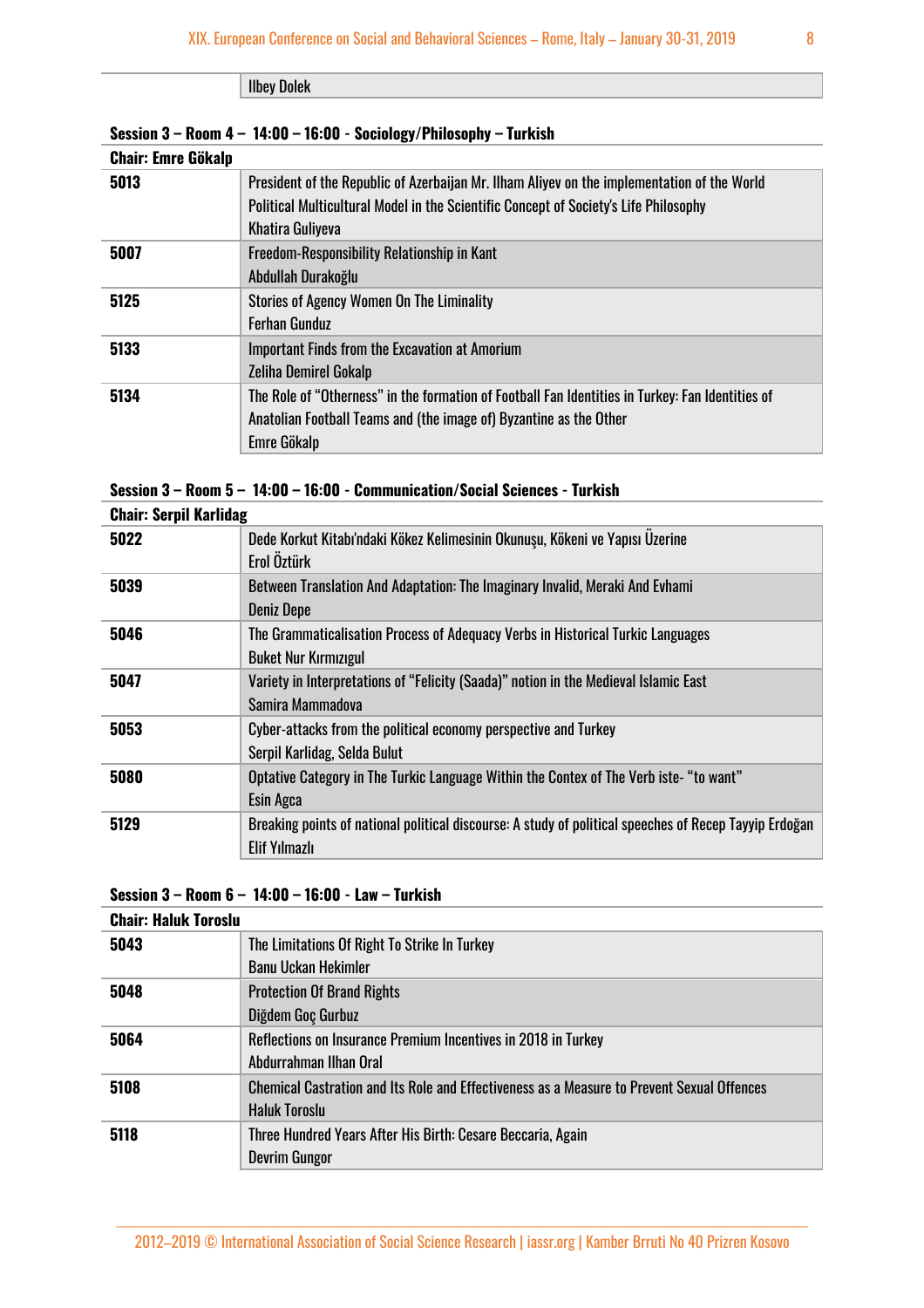| | Ilbey Dolek |
|---|---|

**Session 3 – Room 4 – 14:00 – 16:00 - Sociology/Philosophy – Turkish**

**Chair: Emre Gökalp**

| | |
|---|---|
| **5013** | President of the Republic of Azerbaijan Mr. Ilham Aliyev on the implementation of the World Political Multicultural Model in the Scientific Concept of Society's Life Philosophy<br>Khatira Guliyeva |
| **5007** | Freedom-Responsibility Relationship in Kant<br>Abdullah Durakoğlu |
| **5125** | Stories of Agency Women On The Liminality<br>Ferhan Gunduz |
| **5133** | Important Finds from the Excavation at Amorium<br>Zeliha Demirel Gokalp |
| **5134** | The Role of "Otherness" in the formation of Football Fan Identities in Turkey: Fan Identities of Anatolian Football Teams and (the image of) Byzantine as the Other<br>Emre Gökalp |

**Session 3 – Room 5 – 14:00 – 16:00 - Communication/Social Sciences - Turkish**

**Chair: Serpil Karlidag**

| | |
|---|---|
| **5022** | Dede Korkut Kitabı'ndaki Kökez Kelimesinin Okunuşu, Kökeni ve Yapısı Üzerine<br>Erol Öztürk |
| **5039** | Between Translation And Adaptation: The Imaginary Invalid, Meraki And Evhami<br>Deniz Depe |
| **5046** | The Grammaticalisation Process of Adequacy Verbs in Historical Turkic Languages<br>Buket Nur Kırmızıgul |
| **5047** | Variety in Interpretations of "Felicity (Saada)" notion in the Medieval Islamic East<br>Samira Mammadova |
| **5053** | Cyber-attacks from the political economy perspective and Turkey<br>Serpil Karlidag, Selda Bulut |
| **5080** | Optative Category in The Turkic Language Within the Contex of The Verb iste- "to want"<br>Esin Agca |
| **5129** | Breaking points of national political discourse: A study of political speeches of Recep Tayyip Erdoğan<br>Elif Yılmazlı |

**Session 3 – Room 6 – 14:00 – 16:00 - Law – Turkish**

**Chair: Haluk Toroslu**

| | |
|---|---|
| **5043** | The Limitations Of Right To Strike In Turkey<br>Banu Uckan Hekimler |
| **5048** | Protection Of Brand Rights<br>Diğdem Goç Gurbuz |
| **5064** | Reflections on Insurance Premium Incentives in 2018 in Turkey<br>Abdurrahman Ilhan Oral |
| **5108** | Chemical Castration and Its Role and Effectiveness as a Measure to Prevent Sexual Offences<br>Haluk Toroslu |
| **5118** | Three Hundred Years After His Birth: Cesare Beccaria, Again<br>Devrim Gungor |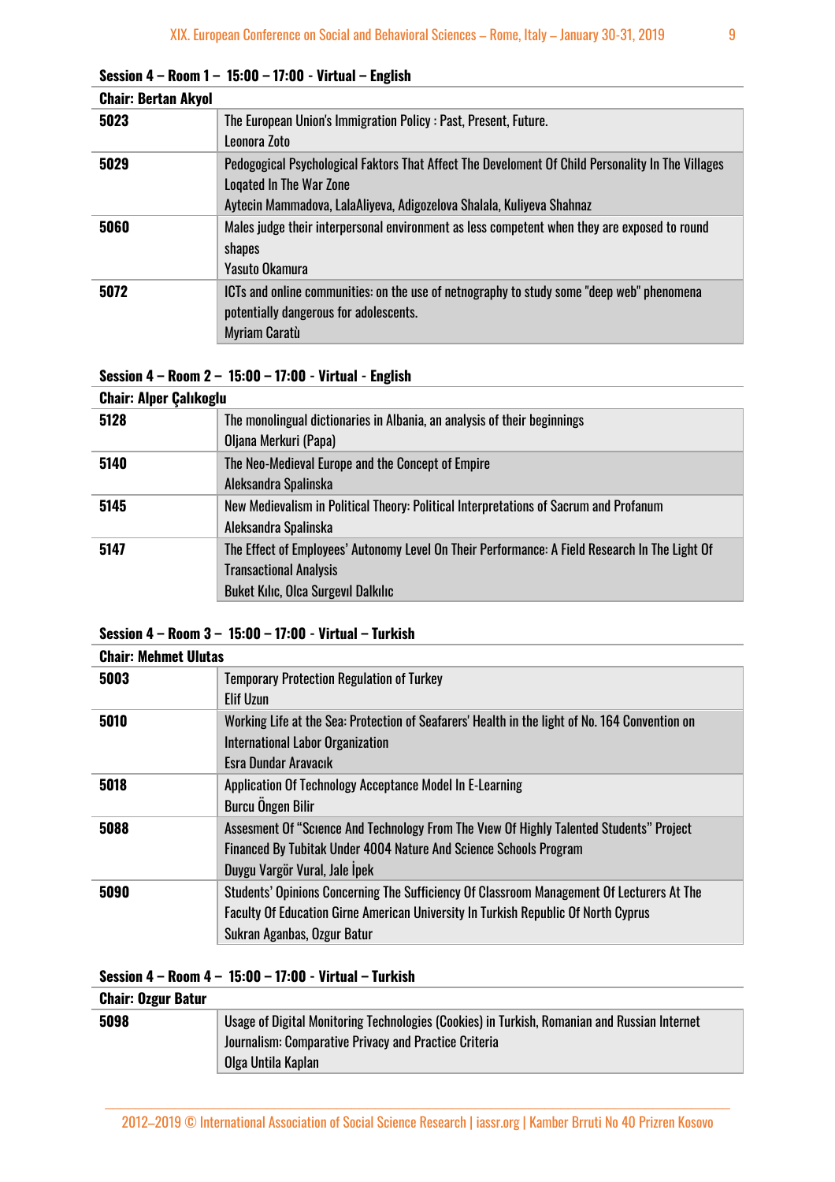**Session 4 – Room 1 – 15:00 – 17:00 - Virtual – English**

| Chair: Bertan Akyol | |
|---|---|
| 5023 | The European Union's Immigration Policy : Past, Present, Future.<br>Leonora Zoto |
| 5029 | Pedogogical Psychological Faktors That Affect The Develoment Of Child Personality In The Villages Loqated In The War Zone<br>Aytecin Mammadova, LalaAliyeva, Adigozelova Shalala, Kuliyeva Shahnaz |
| 5060 | Males judge their interpersonal environment as less competent when they are exposed to round shapes<br>Yasuto Okamura |
| 5072 | ICTs and online communities: on the use of netnography to study some "deep web" phenomena potentially dangerous for adolescents.<br>Myriam Caratù |

**Session 4 – Room 2 – 15:00 – 17:00 - Virtual - English**

| Chair: Alper Çalıkoglu | |
|---|---|
| 5128 | The monolingual dictionaries in Albania, an analysis of their beginnings<br>Oljana Merkuri (Papa) |
| 5140 | The Neo-Medieval Europe and the Concept of Empire<br>Aleksandra Spalinska |
| 5145 | New Medievalism in Political Theory: Political Interpretations of Sacrum and Profanum<br>Aleksandra Spalinska |
| 5147 | The Effect of Employees' Autonomy Level On Their Performance: A Field Research In The Light Of Transactional Analysis<br>Buket Kılıc, Olca Surgevıl Dalkılıc |

**Session 4 – Room 3 – 15:00 – 17:00 - Virtual – Turkish**

| Chair: Mehmet Ulutas | |
|---|---|
| 5003 | Temporary Protection Regulation of Turkey<br>Elif Uzun |
| 5010 | Working Life at the Sea: Protection of Seafarers' Health in the light of No. 164 Convention on International Labor Organization<br>Esra Dundar Aravacık |
| 5018 | Application Of Technology Acceptance Model In E-Learning<br>Burcu Öngen Bilir |
| 5088 | Assesment Of "Scıence And Technology From The Vıew Of Highly Talented Students" Project Financed By Tubitak Under 4004 Nature And Science Schools Program<br>Duygu Vargör Vural, Jale İpek |
| 5090 | Students' Opinions Concerning The Sufficiency Of Classroom Management Of Lecturers At The Faculty Of Education Girne American University In Turkish Republic Of North Cyprus<br>Sukran Aganbas, Ozgur Batur |

**Session 4 – Room 4 – 15:00 – 17:00 - Virtual – Turkish**

| Chair: Ozgur Batur | |
|---|---|
| 5098 | Usage of Digital Monitoring Technologies (Cookies) in Turkish, Romanian and Russian Internet Journalism: Comparative Privacy and Practice Criteria<br>Olga Untila Kaplan |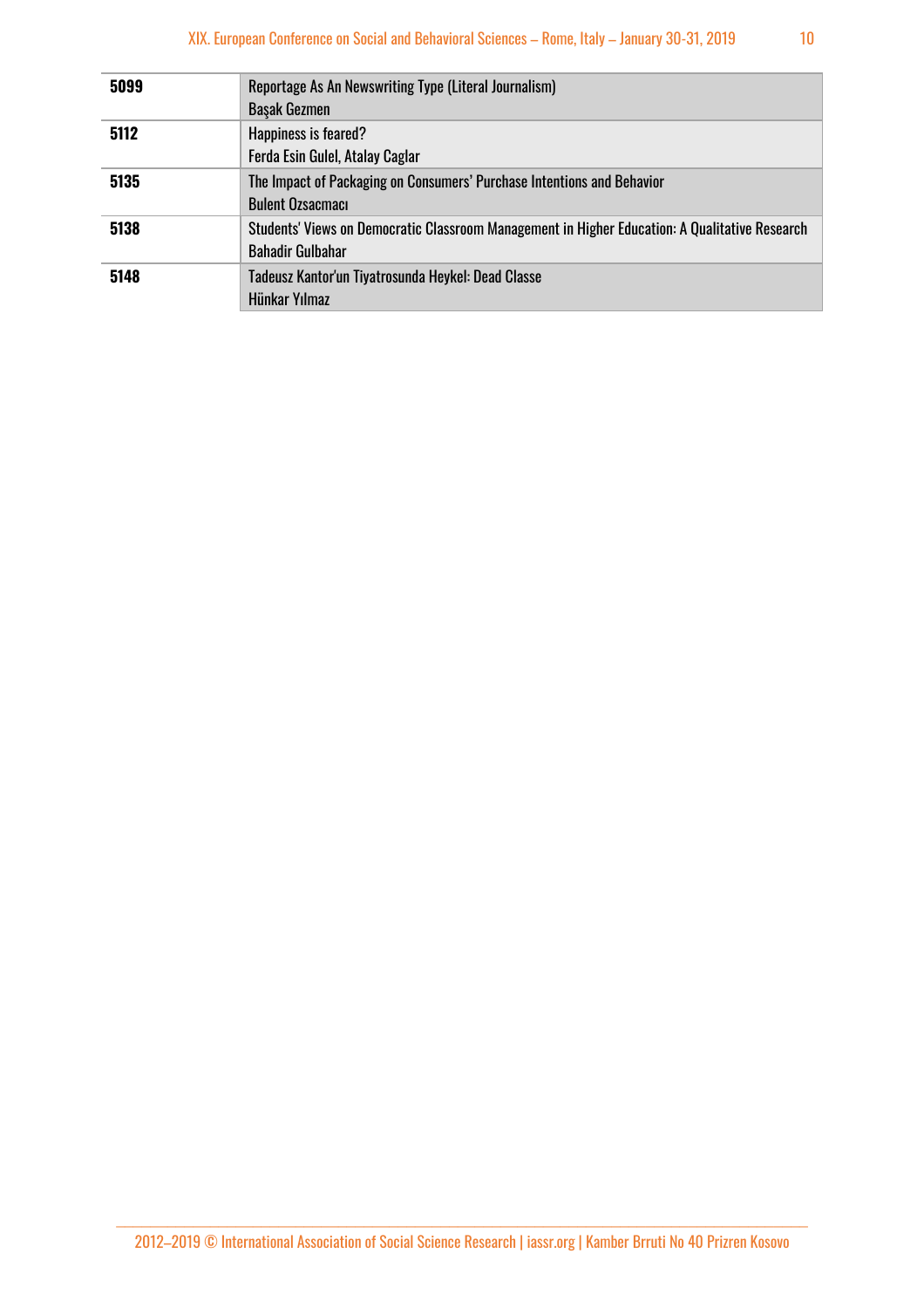| | |
|---|---|
| **5099** | Reportage As An Newswriting Type (Literal Journalism)<br>Başak Gezmen |
| **5112** | Happiness is feared?<br>Ferda Esin Gulel, Atalay Caglar |
| **5135** | The Impact of Packaging on Consumers' Purchase Intentions and Behavior<br>Bulent Ozsacmacı |
| **5138** | Students' Views on Democratic Classroom Management in Higher Education: A Qualitative Research<br>Bahadir Gulbahar |
| **5148** | Tadeusz Kantor'un Tiyatrosunda Heykel: Dead Classe<br>Hünkar Yılmaz |